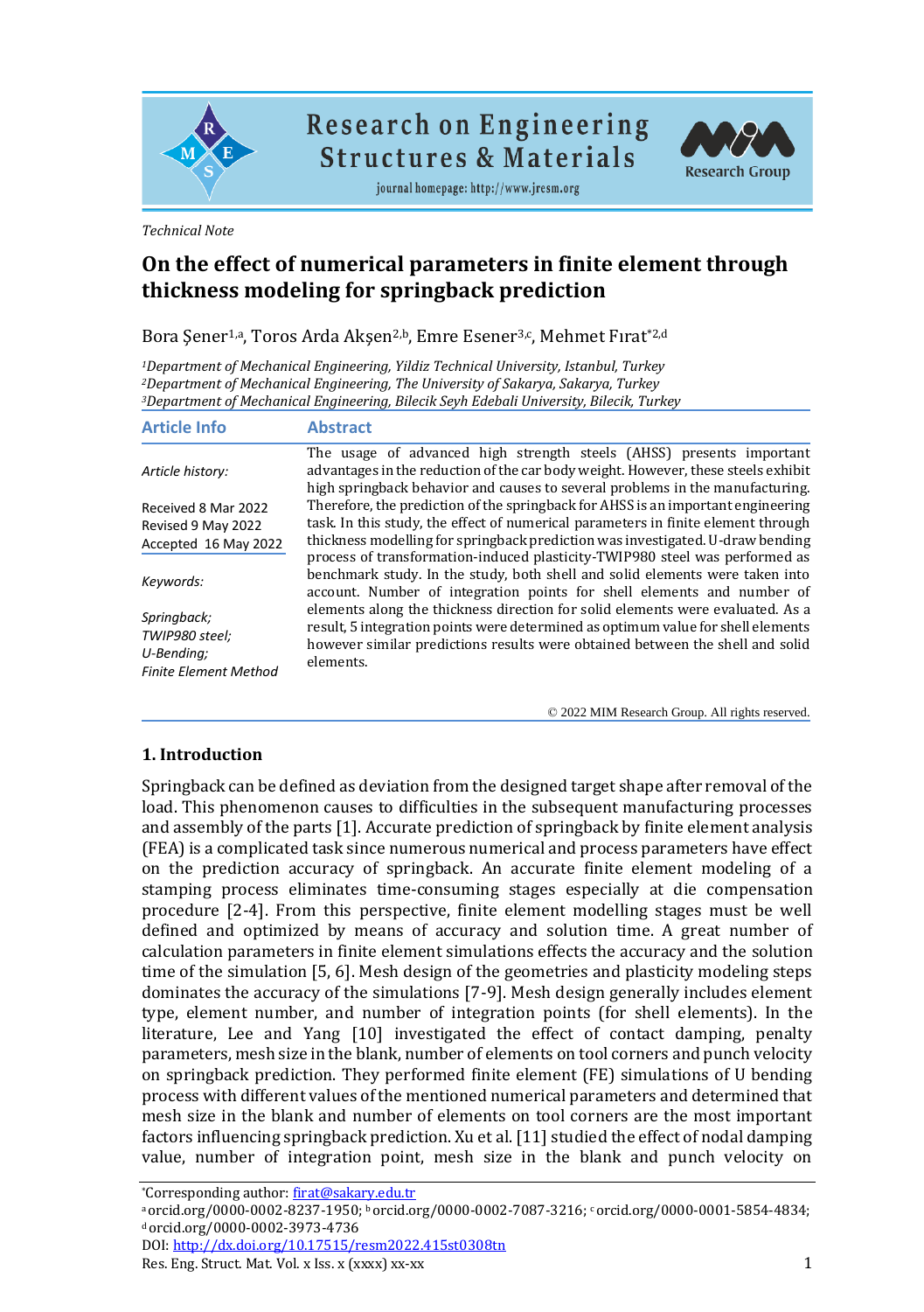*Technical Note*

# On the effect of numerical parameters in finite element through thickness modeling for springback prediction

Bora Şener[1,a], Toros Arda Akşen[2,b], Emre Esener[3,c], Mehmet Fırat*[2,d]

[1]*Department of Mechanical Engineering, Yildiz Technical University, Istanbul, Turkey*
[2]*Department of Mechanical Engineering, The University of Sakarya, Sakarya, Turkey*
[3]*Department of Mechanical Engineering, Bilecik Seyh Edebali University, Bilecik, Turkey*

## Article Info

*Article history:*

Received 8 Mar 2022
Revised 9 May 2022
Accepted 16 May 2022

*Keywords:*

*Springback;*
*TWIP980 steel;*
*U-Bending;*
*Finite Element Method*

## Abstract

The usage of advanced high strength steels (AHSS) presents important advantages in the reduction of the car body weight. However, these steels exhibit high springback behavior and causes to several problems in the manufacturing. Therefore, the prediction of the springback for AHSS is an important engineering task. In this study, the effect of numerical parameters in finite element through thickness modelling for springback prediction was investigated. U-draw bending process of transformation-induced plasticity-TWIP980 steel was performed as benchmark study. In the study, both shell and solid elements were taken into account. Number of integration points for shell elements and number of elements along the thickness direction for solid elements were evaluated. As a result, 5 integration points were determined as optimum value for shell elements however similar predictions results were obtained between the shell and solid elements.

© 2022 MIM Research Group. All rights reserved.

## 1. Introduction

Springback can be defined as deviation from the designed target shape after removal of the load. This phenomenon causes to difficulties in the subsequent manufacturing processes and assembly of the parts [1]. Accurate prediction of springback by finite element analysis (FEA) is a complicated task since numerous numerical and process parameters have effect on the prediction accuracy of springback. An accurate finite element modeling of a stamping process eliminates time-consuming stages especially at die compensation procedure [2-4]. From this perspective, finite element modelling stages must be well defined and optimized by means of accuracy and solution time. A great number of calculation parameters in finite element simulations effects the accuracy and the solution time of the simulation [5, 6]. Mesh design of the geometries and plasticity modeling steps dominates the accuracy of the simulations [7-9]. Mesh design generally includes element type, element number, and number of integration points (for shell elements). In the literature, Lee and Yang [10] investigated the effect of contact damping, penalty parameters, mesh size in the blank, number of elements on tool corners and punch velocity on springback prediction. They performed finite element (FE) simulations of U bending process with different values of the mentioned numerical parameters and determined that mesh size in the blank and number of elements on tool corners are the most important factors influencing springback prediction. Xu et al. [11] studied the effect of nodal damping value, number of integration point, mesh size in the blank and punch velocity on

*Corresponding author: firat@sakary.edu.tr
[a] orcid.org/0000-0002-8237-1950; [b] orcid.org/0000-0002-7087-3216; [c] orcid.org/0000-0001-5854-4834; [d] orcid.org/0000-0002-3973-4736
DOI: http://dx.doi.org/10.17515/resm2022.415st0308tn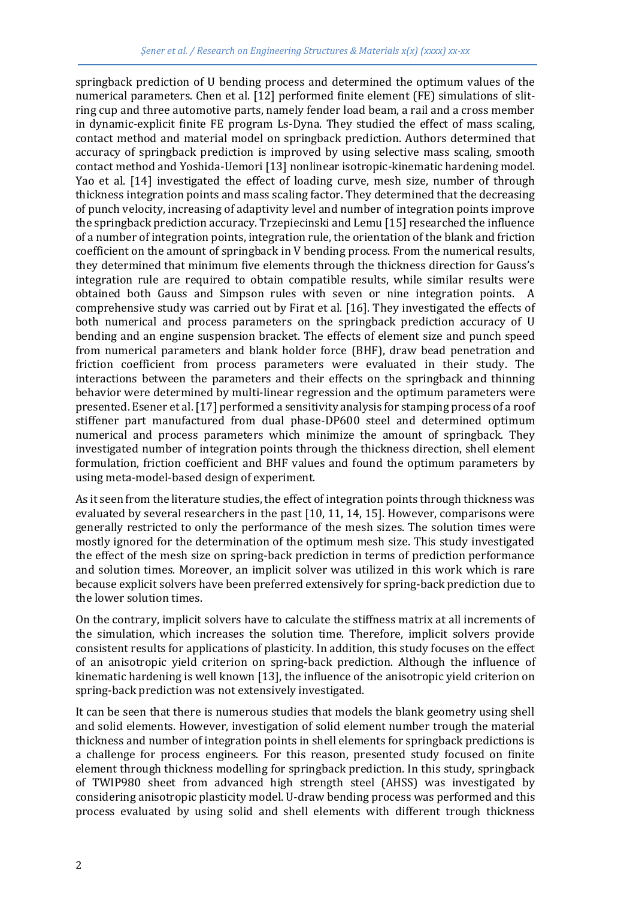springback prediction of U bending process and determined the optimum values of the numerical parameters. Chen et al. [12] performed finite element (FE) simulations of slit-ring cup and three automotive parts, namely fender load beam, a rail and a cross member in dynamic-explicit finite FE program Ls-Dyna. They studied the effect of mass scaling, contact method and material model on springback prediction. Authors determined that accuracy of springback prediction is improved by using selective mass scaling, smooth contact method and Yoshida-Uemori [13] nonlinear isotropic-kinematic hardening model. Yao et al. [14] investigated the effect of loading curve, mesh size, number of through thickness integration points and mass scaling factor. They determined that the decreasing of punch velocity, increasing of adaptivity level and number of integration points improve the springback prediction accuracy. Trzepiecinski and Lemu [15] researched the influence of a number of integration points, integration rule, the orientation of the blank and friction coefficient on the amount of springback in V bending process. From the numerical results, they determined that minimum five elements through the thickness direction for Gauss's integration rule are required to obtain compatible results, while similar results were obtained both Gauss and Simpson rules with seven or nine integration points. A comprehensive study was carried out by Firat et al. [16]. They investigated the effects of both numerical and process parameters on the springback prediction accuracy of U bending and an engine suspension bracket. The effects of element size and punch speed from numerical parameters and blank holder force (BHF), draw bead penetration and friction coefficient from process parameters were evaluated in their study. The interactions between the parameters and their effects on the springback and thinning behavior were determined by multi-linear regression and the optimum parameters were presented. Esener et al. [17] performed a sensitivity analysis for stamping process of a roof stiffener part manufactured from dual phase-DP600 steel and determined optimum numerical and process parameters which minimize the amount of springback. They investigated number of integration points through the thickness direction, shell element formulation, friction coefficient and BHF values and found the optimum parameters by using meta-model-based design of experiment.

As it seen from the literature studies, the effect of integration points through thickness was evaluated by several researchers in the past [10, 11, 14, 15]. However, comparisons were generally restricted to only the performance of the mesh sizes. The solution times were mostly ignored for the determination of the optimum mesh size. This study investigated the effect of the mesh size on spring-back prediction in terms of prediction performance and solution times. Moreover, an implicit solver was utilized in this work which is rare because explicit solvers have been preferred extensively for spring-back prediction due to the lower solution times.

On the contrary, implicit solvers have to calculate the stiffness matrix at all increments of the simulation, which increases the solution time. Therefore, implicit solvers provide consistent results for applications of plasticity. In addition, this study focuses on the effect of an anisotropic yield criterion on spring-back prediction. Although the influence of kinematic hardening is well known [13], the influence of the anisotropic yield criterion on spring-back prediction was not extensively investigated.

It can be seen that there is numerous studies that models the blank geometry using shell and solid elements. However, investigation of solid element number trough the material thickness and number of integration points in shell elements for springback predictions is a challenge for process engineers. For this reason, presented study focused on finite element through thickness modelling for springback prediction. In this study, springback of TWIP980 sheet from advanced high strength steel (AHSS) was investigated by considering anisotropic plasticity model. U-draw bending process was performed and this process evaluated by using solid and shell elements with different trough thickness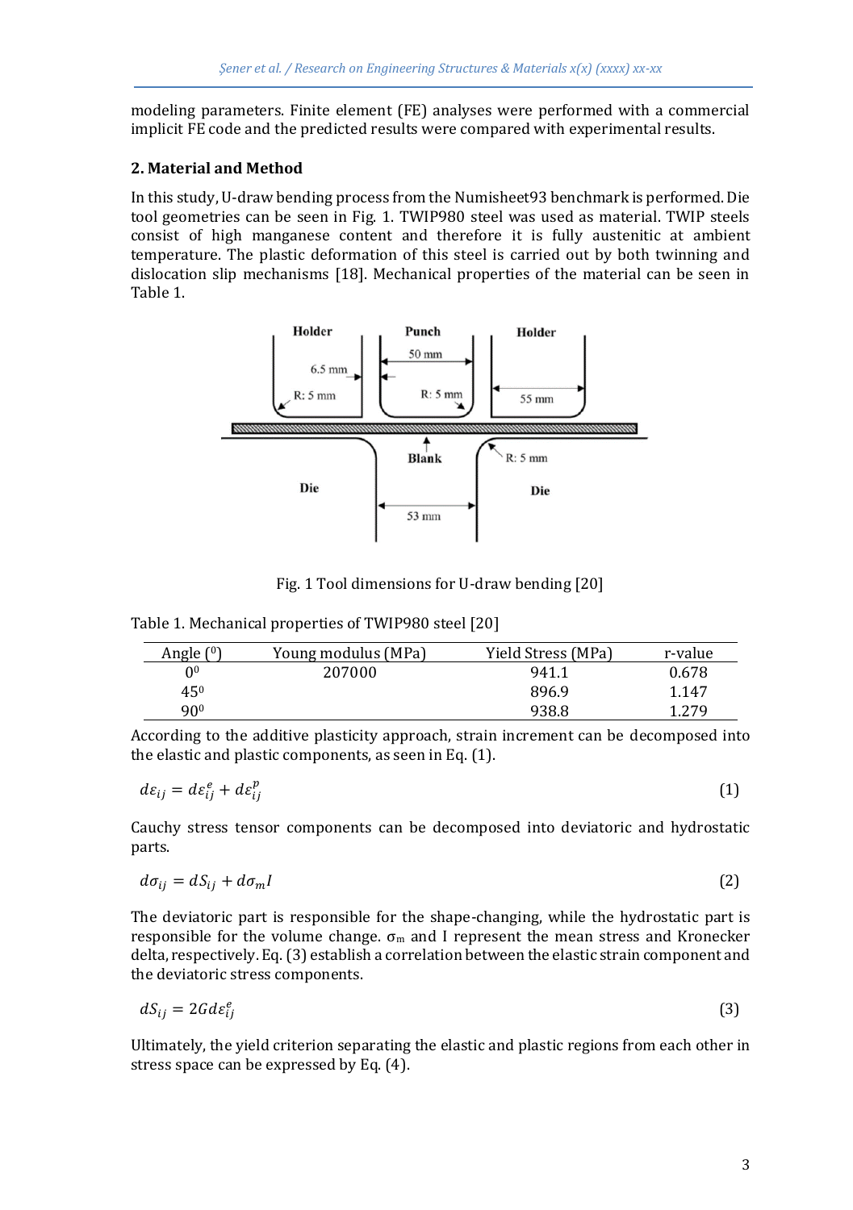modeling parameters. Finite element (FE) analyses were performed with a commercial implicit FE code and the predicted results were compared with experimental results.

## 2. Material and Method

In this study, U-draw bending process from the Numisheet93 benchmark is performed. Die tool geometries can be seen in Fig. 1. TWIP980 steel was used as material. TWIP steels consist of high manganese content and therefore it is fully austenitic at ambient temperature. The plastic deformation of this steel is carried out by both twinning and dislocation slip mechanisms [18]. Mechanical properties of the material can be seen in Table 1.

Fig. 1 Tool dimensions for U-draw bending [20]

Table 1. Mechanical properties of TWIP980 steel [20]

| Angle ($^0$) | Young modulus (MPa) | Yield Stress (MPa) | r-value |
|---|---|---|---|
| $0^0$ | 207000 | 941.1 | 0.678 |
| $45^0$ | | 896.9 | 1.147 |
| $90^0$ | | 938.8 | 1.279 |

According to the additive plasticity approach, strain increment can be decomposed into the elastic and plastic components, as seen in Eq. (1).

$$d\varepsilon_{ij} = d\varepsilon_{ij}^{e} + d\varepsilon_{ij}^{p} \tag{1}$$

Cauchy stress tensor components can be decomposed into deviatoric and hydrostatic parts.

$$d\sigma_{ij} = dS_{ij} + d\sigma_m I \tag{2}$$

The deviatoric part is responsible for the shape-changing, while the hydrostatic part is responsible for the volume change. $\sigma_m$ and I represent the mean stress and Kronecker delta, respectively. Eq. (3) establish a correlation between the elastic strain component and the deviatoric stress components.

$$dS_{ij} = 2G d\varepsilon_{ij}^{e} \tag{3}$$

Ultimately, the yield criterion separating the elastic and plastic regions from each other in stress space can be expressed by Eq. (4).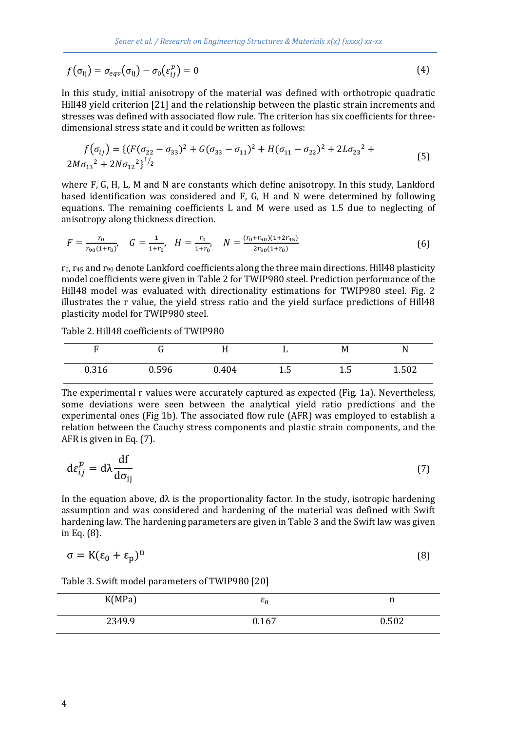$$f(\sigma_{ij}) = \sigma_{eqv}(\sigma_{ij}) - \sigma_0(\varepsilon_{ij}^p) = 0 \tag{4}$$

In this study, initial anisotropy of the material was defined with orthotropic quadratic Hill48 yield criterion [21] and the relationship between the plastic strain increments and stresses was defined with associated flow rule. The criterion has six coefficients for three-dimensional stress state and it could be written as follows:

$$f(\sigma_{ij}) = \{(F(\sigma_{22} - \sigma_{33})^2 + G(\sigma_{33} - \sigma_{11})^2 + H(\sigma_{11} - \sigma_{22})^2 + 2L{\sigma_{23}}^2 + 2M{\sigma_{13}}^2 + 2N{\sigma_{12}}^2\}^{1/2} \tag{5}$$

where F, G, H, L, M and N are constants which define anisotropy. In this study, Lankford based identification was considered and F, G, H and N were determined by following equations. The remaining coefficients L and M were used as 1.5 due to neglecting of anisotropy along thickness direction.

$$F = \frac{r_0}{r_{90}(1+r_0)}, \quad G = \frac{1}{1+r_0}, \quad H = \frac{r_0}{1+r_0}, \quad N = \frac{(r_0+r_{90})(1+2r_{45})}{2r_{90}(1+r_0)} \tag{6}$$

$r_0$, $r_{45}$ and $r_{90}$ denote Lankford coefficients along the three main directions. Hill48 plasticity model coefficients were given in Table 2 for TWIP980 steel. Prediction performance of the Hill48 model was evaluated with directionality estimations for TWIP980 steel. Fig. 2 illustrates the r value, the yield stress ratio and the yield surface predictions of Hill48 plasticity model for TWIP980 steel.

Table 2. Hill48 coefficients of TWIP980

| F | G | H | L | M | N |
|---|---|---|---|---|---|
| 0.316 | 0.596 | 0.404 | 1.5 | 1.5 | 1.502 |

The experimental r values were accurately captured as expected (Fig. 1a). Nevertheless, some deviations were seen between the analytical yield ratio predictions and the experimental ones (Fig 1b). The associated flow rule (AFR) was employed to establish a relation between the Cauchy stress components and plastic strain components, and the AFR is given in Eq. (7).

$$\mathrm{d}\varepsilon_{ij}^p = \mathrm{d}\lambda \frac{\mathrm{df}}{\mathrm{d}\sigma_{\mathrm{ij}}} \tag{7}$$

In the equation above, dλ is the proportionality factor. In the study, isotropic hardening assumption and was considered and hardening of the material was defined with Swift hardening law. The hardening parameters are given in Table 3 and the Swift law was given in Eq. (8).

$$\sigma = \mathrm{K}(\varepsilon_0 + \varepsilon_p)^n \tag{8}$$

Table 3. Swift model parameters of TWIP980 [20]

| K(MPa) | $\varepsilon_0$ | n |
|---|---|---|
| 2349.9 | 0.167 | 0.502 |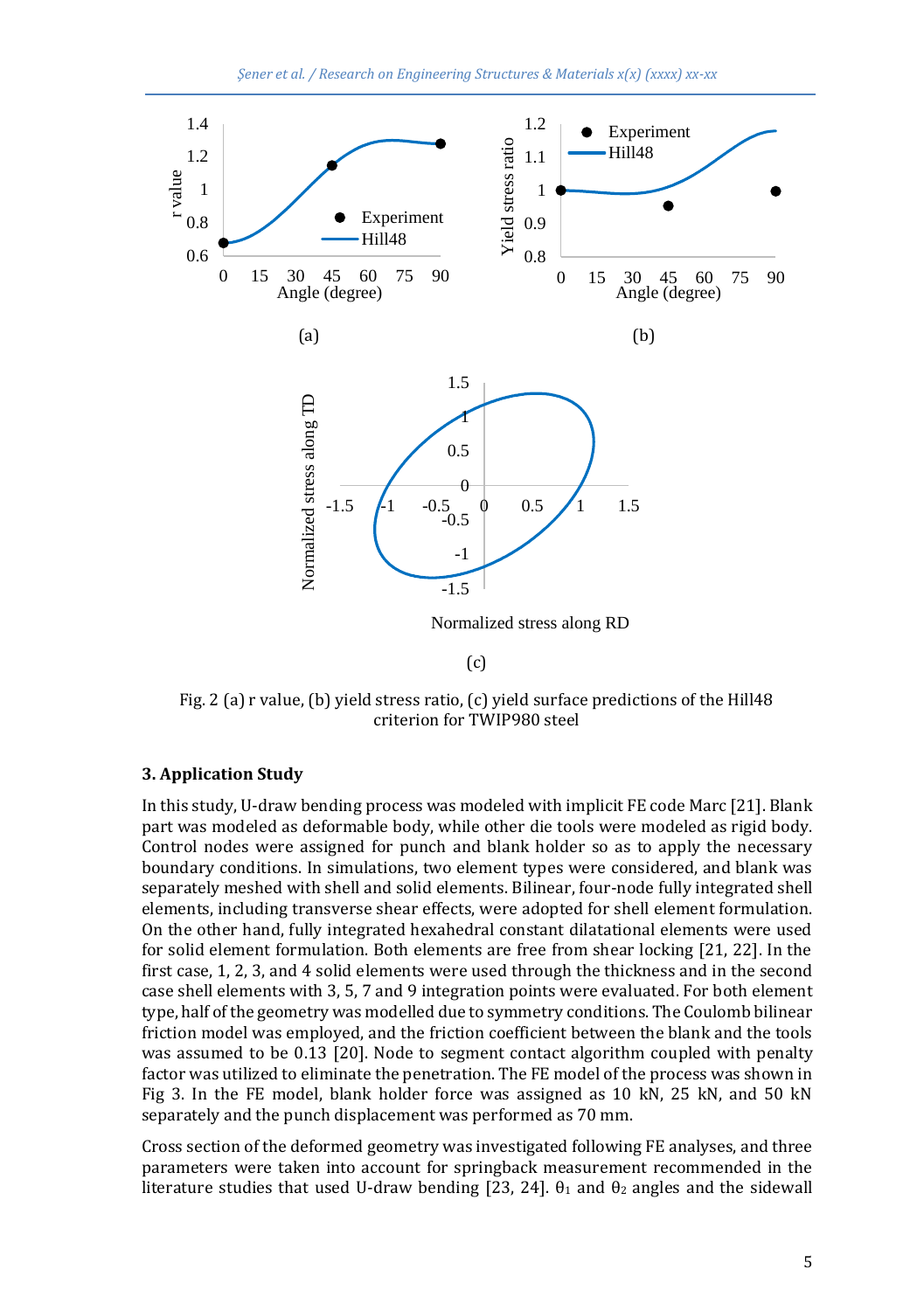Fig. 2 (a) r value, (b) yield stress ratio, (c) yield surface predictions of the Hill48 criterion for TWIP980 steel

## 3. Application Study

In this study, U-draw bending process was modeled with implicit FE code Marc [21]. Blank part was modeled as deformable body, while other die tools were modeled as rigid body. Control nodes were assigned for punch and blank holder so as to apply the necessary boundary conditions. In simulations, two element types were considered, and blank was separately meshed with shell and solid elements. Bilinear, four-node fully integrated shell elements, including transverse shear effects, were adopted for shell element formulation. On the other hand, fully integrated hexahedral constant dilatational elements were used for solid element formulation. Both elements are free from shear locking [21, 22]. In the first case, 1, 2, 3, and 4 solid elements were used through the thickness and in the second case shell elements with 3, 5, 7 and 9 integration points were evaluated. For both element type, half of the geometry was modelled due to symmetry conditions. The Coulomb bilinear friction model was employed, and the friction coefficient between the blank and the tools was assumed to be 0.13 [20]. Node to segment contact algorithm coupled with penalty factor was utilized to eliminate the penetration. The FE model of the process was shown in Fig 3. In the FE model, blank holder force was assigned as 10 kN, 25 kN, and 50 kN separately and the punch displacement was performed as 70 mm.

Cross section of the deformed geometry was investigated following FE analyses, and three parameters were taken into account for springback measurement recommended in the literature studies that used U-draw bending [23, 24]. $\theta_1$ and $\theta_2$ angles and the sidewall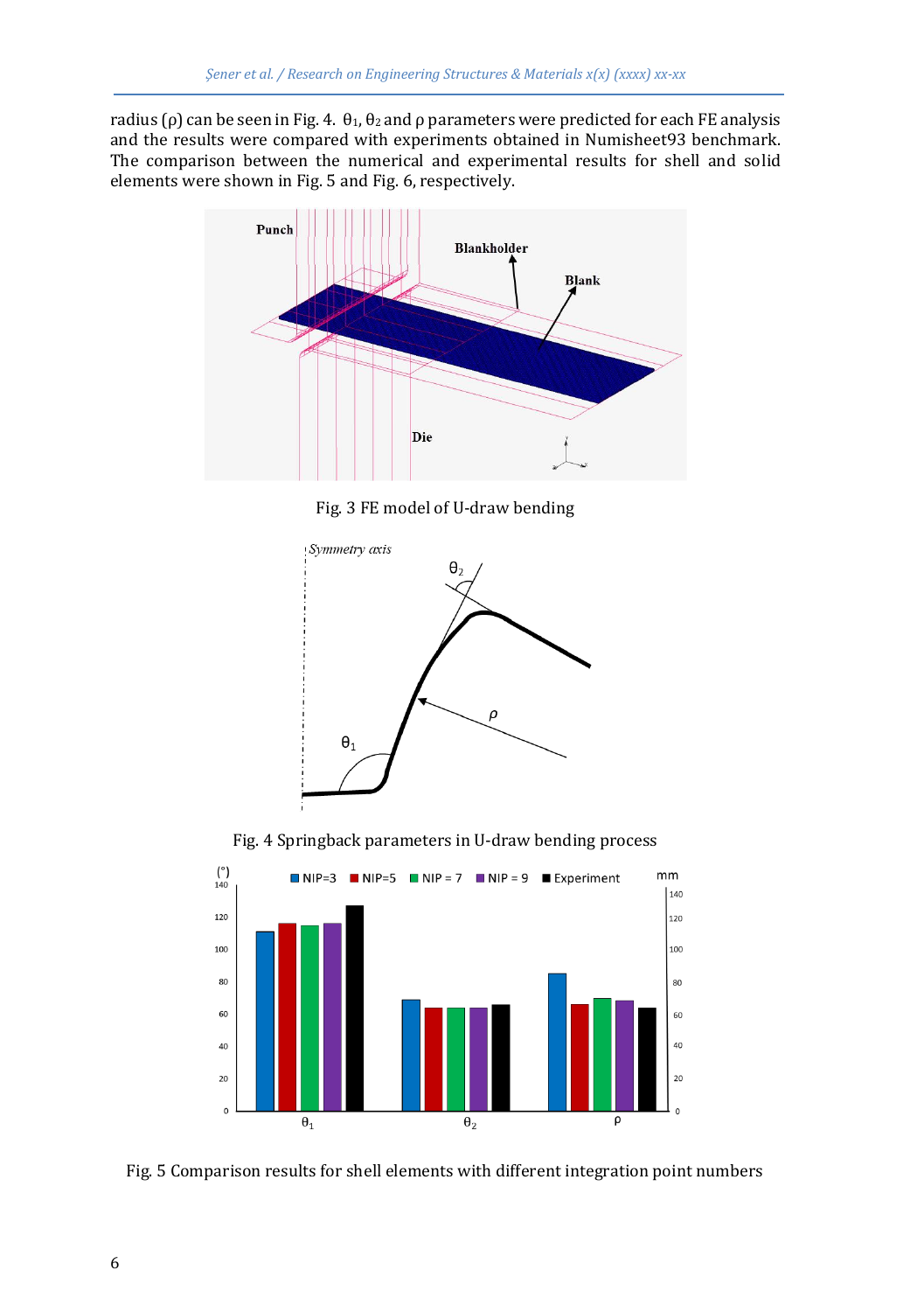radius (ρ) can be seen in Fig. 4. $\theta_1$, $\theta_2$ and ρ parameters were predicted for each FE analysis and the results were compared with experiments obtained in Numisheet93 benchmark. The comparison between the numerical and experimental results for shell and solid elements were shown in Fig. 5 and Fig. 6, respectively.

Fig. 3 FE model of U-draw bending

Fig. 4 Springback parameters in U-draw bending process

Fig. 5 Comparison results for shell elements with different integration point numbers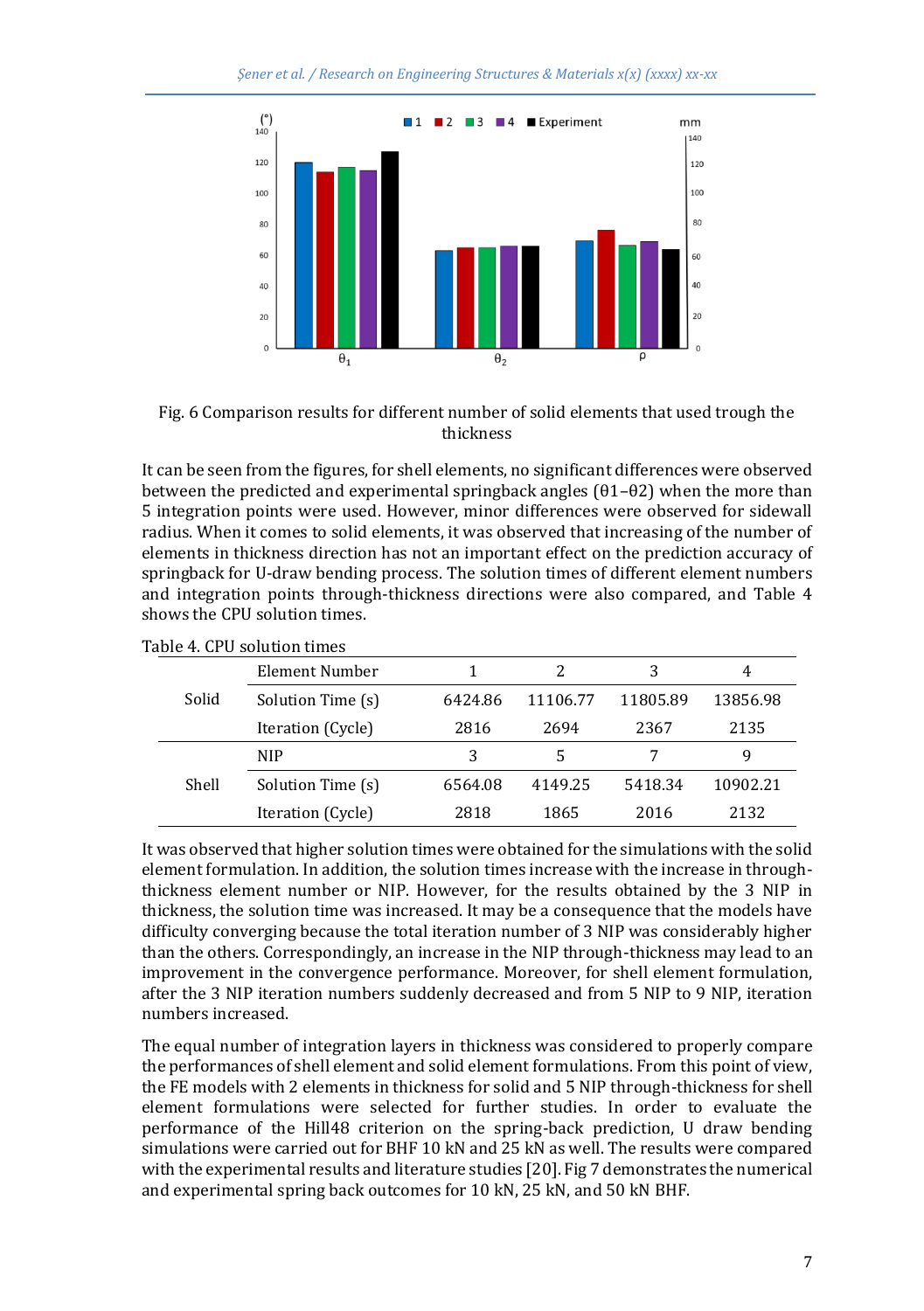Fig. 6 Comparison results for different number of solid elements that used trough the thickness

It can be seen from the figures, for shell elements, no significant differences were observed between the predicted and experimental springback angles (θ1–θ2) when the more than 5 integration points were used. However, minor differences were observed for sidewall radius. When it comes to solid elements, it was observed that increasing of the number of elements in thickness direction has not an important effect on the prediction accuracy of springback for U-draw bending process. The solution times of different element numbers and integration points through-thickness directions were also compared, and Table 4 shows the CPU solution times.

Table 4. CPU solution times

| | Element Number | 1 | 2 | 3 | 4 |
|---|---|---|---|---|---|
| Solid | Solution Time (s) | 6424.86 | 11106.77 | 11805.89 | 13856.98 |
| | Iteration (Cycle) | 2816 | 2694 | 2367 | 2135 |
| | NIP | 3 | 5 | 7 | 9 |
| Shell | Solution Time (s) | 6564.08 | 4149.25 | 5418.34 | 10902.21 |
| | Iteration (Cycle) | 2818 | 1865 | 2016 | 2132 |

It was observed that higher solution times were obtained for the simulations with the solid element formulation. In addition, the solution times increase with the increase in through-thickness element number or NIP. However, for the results obtained by the 3 NIP in thickness, the solution time was increased. It may be a consequence that the models have difficulty converging because the total iteration number of 3 NIP was considerably higher than the others. Correspondingly, an increase in the NIP through-thickness may lead to an improvement in the convergence performance. Moreover, for shell element formulation, after the 3 NIP iteration numbers suddenly decreased and from 5 NIP to 9 NIP, iteration numbers increased.

The equal number of integration layers in thickness was considered to properly compare the performances of shell element and solid element formulations. From this point of view, the FE models with 2 elements in thickness for solid and 5 NIP through-thickness for shell element formulations were selected for further studies. In order to evaluate the performance of the Hill48 criterion on the spring-back prediction, U draw bending simulations were carried out for BHF 10 kN and 25 kN as well. The results were compared with the experimental results and literature studies [20]. Fig 7 demonstrates the numerical and experimental spring back outcomes for 10 kN, 25 kN, and 50 kN BHF.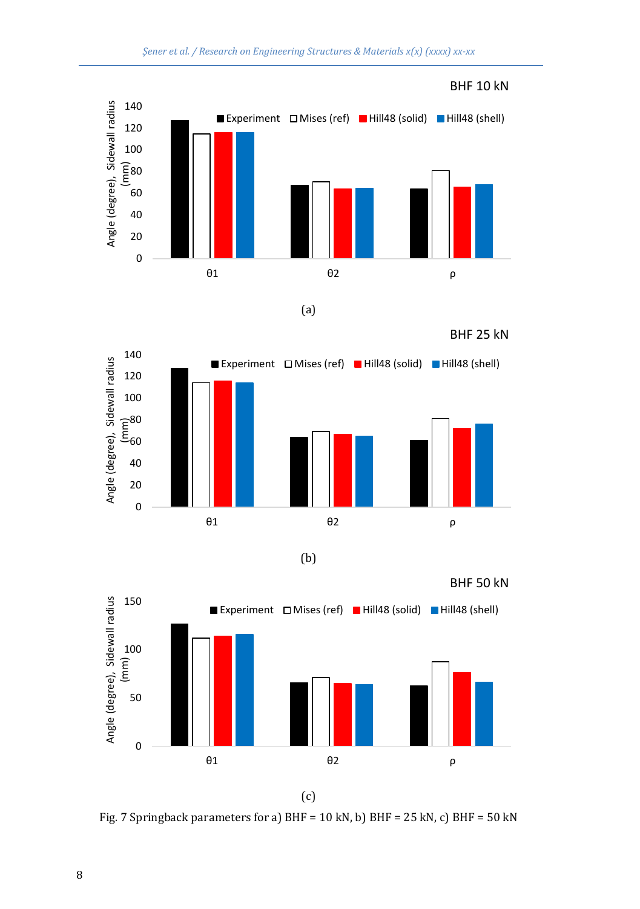Fig. 7 Springback parameters for a) BHF = 10 kN, b) BHF = 25 kN, c) BHF = 50 kN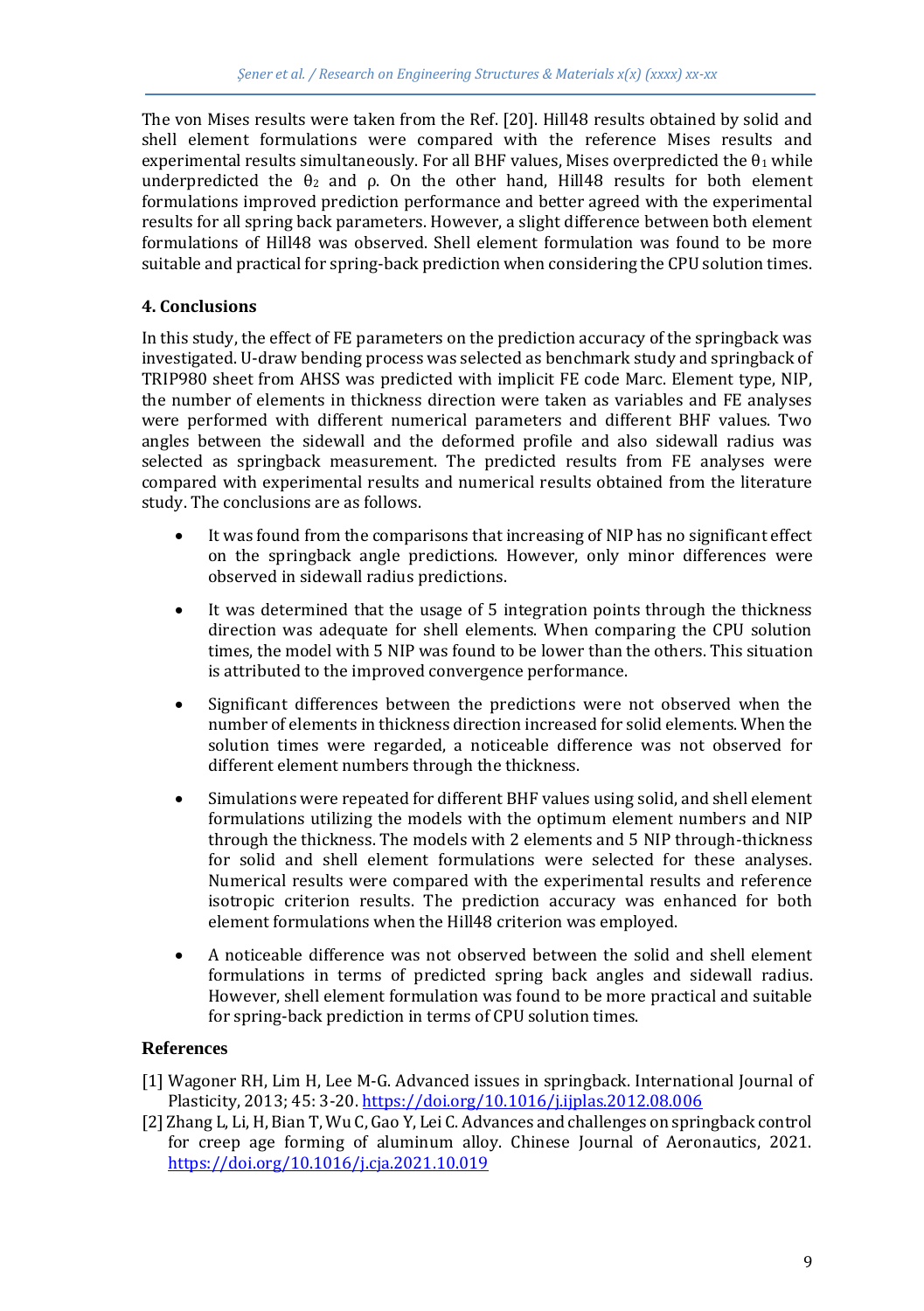The von Mises results were taken from the Ref. [20]. Hill48 results obtained by solid and shell element formulations were compared with the reference Mises results and experimental results simultaneously. For all BHF values, Mises overpredicted the $\theta_1$ while underpredicted the $\theta_2$ and ρ. On the other hand, Hill48 results for both element formulations improved prediction performance and better agreed with the experimental results for all spring back parameters. However, a slight difference between both element formulations of Hill48 was observed. Shell element formulation was found to be more suitable and practical for spring-back prediction when considering the CPU solution times.

## 4. Conclusions

In this study, the effect of FE parameters on the prediction accuracy of the springback was investigated. U-draw bending process was selected as benchmark study and springback of TRIP980 sheet from AHSS was predicted with implicit FE code Marc. Element type, NIP, the number of elements in thickness direction were taken as variables and FE analyses were performed with different numerical parameters and different BHF values. Two angles between the sidewall and the deformed profile and also sidewall radius was selected as springback measurement. The predicted results from FE analyses were compared with experimental results and numerical results obtained from the literature study. The conclusions are as follows.

- It was found from the comparisons that increasing of NIP has no significant effect on the springback angle predictions. However, only minor differences were observed in sidewall radius predictions.
- It was determined that the usage of 5 integration points through the thickness direction was adequate for shell elements. When comparing the CPU solution times, the model with 5 NIP was found to be lower than the others. This situation is attributed to the improved convergence performance.
- Significant differences between the predictions were not observed when the number of elements in thickness direction increased for solid elements. When the solution times were regarded, a noticeable difference was not observed for different element numbers through the thickness.
- Simulations were repeated for different BHF values using solid, and shell element formulations utilizing the models with the optimum element numbers and NIP through the thickness. The models with 2 elements and 5 NIP through-thickness for solid and shell element formulations were selected for these analyses. Numerical results were compared with the experimental results and reference isotropic criterion results. The prediction accuracy was enhanced for both element formulations when the Hill48 criterion was employed.
- A noticeable difference was not observed between the solid and shell element formulations in terms of predicted spring back angles and sidewall radius. However, shell element formulation was found to be more practical and suitable for spring-back prediction in terms of CPU solution times.

## References

[1] Wagoner RH, Lim H, Lee M-G. Advanced issues in springback. International Journal of Plasticity, 2013; 45: 3-20. https://doi.org/10.1016/j.ijplas.2012.08.006

[2] Zhang L, Li, H, Bian T, Wu C, Gao Y, Lei C. Advances and challenges on springback control for creep age forming of aluminum alloy. Chinese Journal of Aeronautics, 2021. https://doi.org/10.1016/j.cja.2021.10.019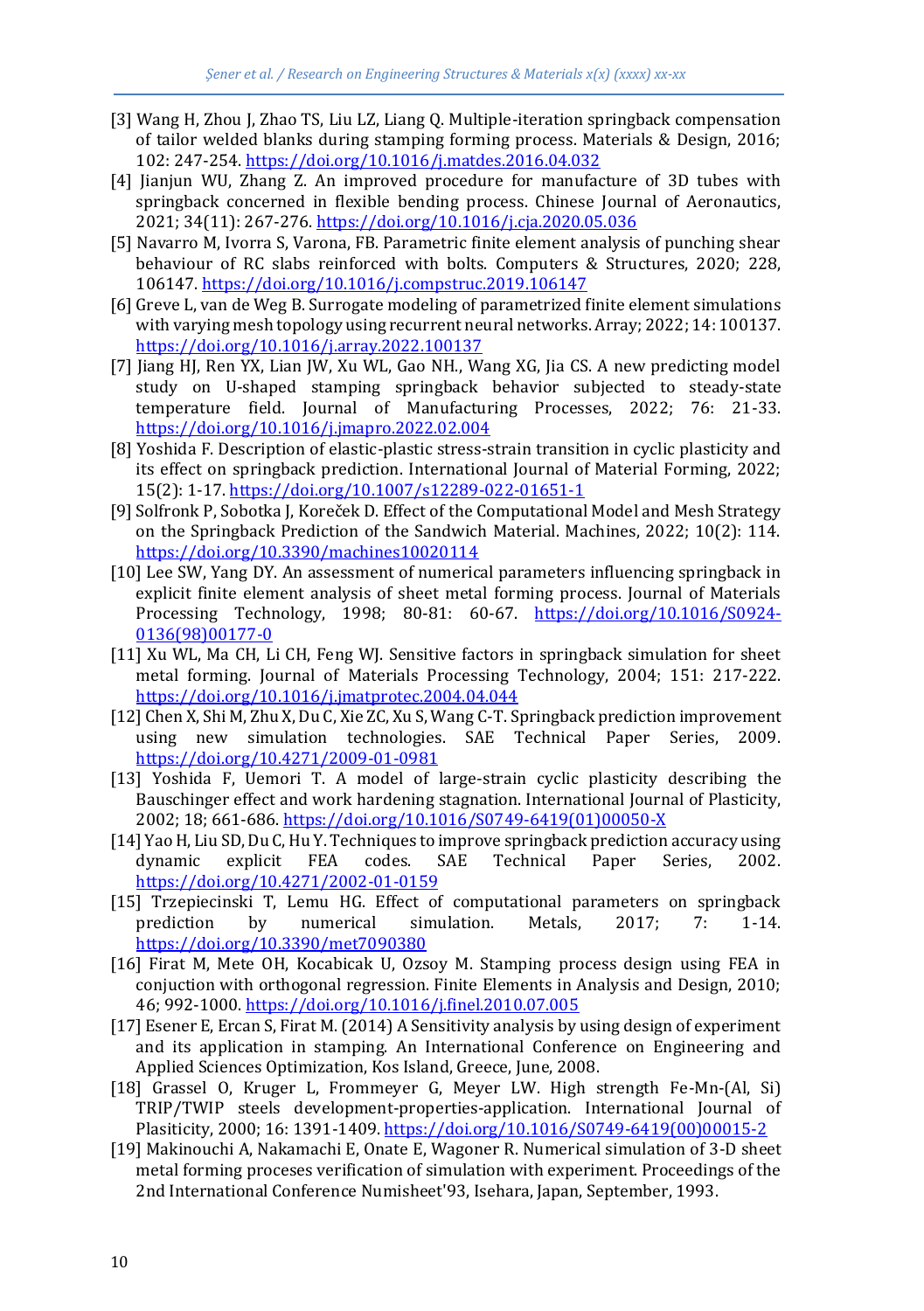[3] Wang H, Zhou J, Zhao TS, Liu LZ, Liang Q. Multiple-iteration springback compensation of tailor welded blanks during stamping forming process. Materials & Design, 2016; 102: 247-254. https://doi.org/10.1016/j.matdes.2016.04.032

[4] Jianjun WU, Zhang Z. An improved procedure for manufacture of 3D tubes with springback concerned in flexible bending process. Chinese Journal of Aeronautics, 2021; 34(11): 267-276. https://doi.org/10.1016/j.cja.2020.05.036

[5] Navarro M, Ivorra S, Varona, FB. Parametric finite element analysis of punching shear behaviour of RC slabs reinforced with bolts. Computers & Structures, 2020; 228, 106147. https://doi.org/10.1016/j.compstruc.2019.106147

[6] Greve L, van de Weg B. Surrogate modeling of parametrized finite element simulations with varying mesh topology using recurrent neural networks. Array; 2022; 14: 100137. https://doi.org/10.1016/j.array.2022.100137

[7] Jiang HJ, Ren YX, Lian JW, Xu WL, Gao NH., Wang XG, Jia CS. A new predicting model study on U-shaped stamping springback behavior subjected to steady-state temperature field. Journal of Manufacturing Processes, 2022; 76: 21-33. https://doi.org/10.1016/j.jmapro.2022.02.004

[8] Yoshida F. Description of elastic-plastic stress-strain transition in cyclic plasticity and its effect on springback prediction. International Journal of Material Forming, 2022; 15(2): 1-17. https://doi.org/10.1007/s12289-022-01651-1

[9] Solfronk P, Sobotka J, Korečeк D. Effect of the Computational Model and Mesh Strategy on the Springback Prediction of the Sandwich Material. Machines, 2022; 10(2): 114. https://doi.org/10.3390/machines10020114

[10] Lee SW, Yang DY. An assessment of numerical parameters influencing springback in explicit finite element analysis of sheet metal forming process. Journal of Materials Processing Technology, 1998; 80-81: 60-67. https://doi.org/10.1016/S0924-0136(98)00177-0

[11] Xu WL, Ma CH, Li CH, Feng WJ. Sensitive factors in springback simulation for sheet metal forming. Journal of Materials Processing Technology, 2004; 151: 217-222. https://doi.org/10.1016/j.jmatprotec.2004.04.044

[12] Chen X, Shi M, Zhu X, Du C, Xie ZC, Xu S, Wang C-T. Springback prediction improvement using new simulation technologies. SAE Technical Paper Series, 2009. https://doi.org/10.4271/2009-01-0981

[13] Yoshida F, Uemori T. A model of large-strain cyclic plasticity describing the Bauschinger effect and work hardening stagnation. International Journal of Plasticity, 2002; 18; 661-686. https://doi.org/10.1016/S0749-6419(01)00050-X

[14] Yao H, Liu SD, Du C, Hu Y. Techniques to improve springback prediction accuracy using dynamic explicit FEA codes. SAE Technical Paper Series, 2002. https://doi.org/10.4271/2002-01-0159

[15] Trzepiecinski T, Lemu HG. Effect of computational parameters on springback prediction by numerical simulation. Metals, 2017; 7: 1-14. https://doi.org/10.3390/met7090380

[16] Firat M, Mete OH, Kocabicak U, Ozsoy M. Stamping process design using FEA in conjuction with orthogonal regression. Finite Elements in Analysis and Design, 2010; 46; 992-1000. https://doi.org/10.1016/j.finel.2010.07.005

[17] Esener E, Ercan S, Firat M. (2014) A Sensitivity analysis by using design of experiment and its application in stamping. An International Conference on Engineering and Applied Sciences Optimization, Kos Island, Greece, June, 2008.

[18] Grassel O, Kruger L, Frommeyer G, Meyer LW. High strength Fe-Mn-(Al, Si) TRIP/TWIP steels development-properties-application. International Journal of Plasiticity, 2000; 16: 1391-1409. https://doi.org/10.1016/S0749-6419(00)00015-2

[19] Makinouchi A, Nakamachi E, Onate E, Wagoner R. Numerical simulation of 3-D sheet metal forming proceses verification of simulation with experiment. Proceedings of the 2nd International Conference Numisheet'93, Isehara, Japan, September, 1993.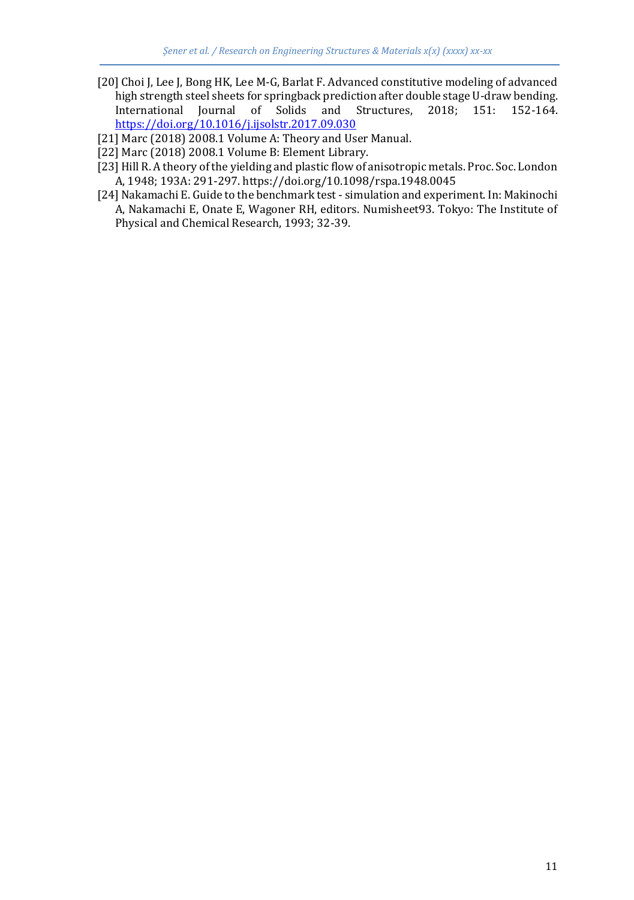[20] Choi J, Lee J, Bong HK, Lee M-G, Barlat F. Advanced constitutive modeling of advanced high strength steel sheets for springback prediction after double stage U-draw bending. International Journal of Solids and Structures, 2018; 151: 152-164. https://doi.org/10.1016/j.ijsolstr.2017.09.030

[21] Marc (2018) 2008.1 Volume A: Theory and User Manual.

[22] Marc (2018) 2008.1 Volume B: Element Library.

[23] Hill R. A theory of the yielding and plastic flow of anisotropic metals. Proc. Soc. London A, 1948; 193A: 291-297. https://doi.org/10.1098/rspa.1948.0045

[24] Nakamachi E. Guide to the benchmark test - simulation and experiment. In: Makinochi A, Nakamachi E, Onate E, Wagoner RH, editors. Numisheet93. Tokyo: The Institute of Physical and Chemical Research, 1993; 32-39.